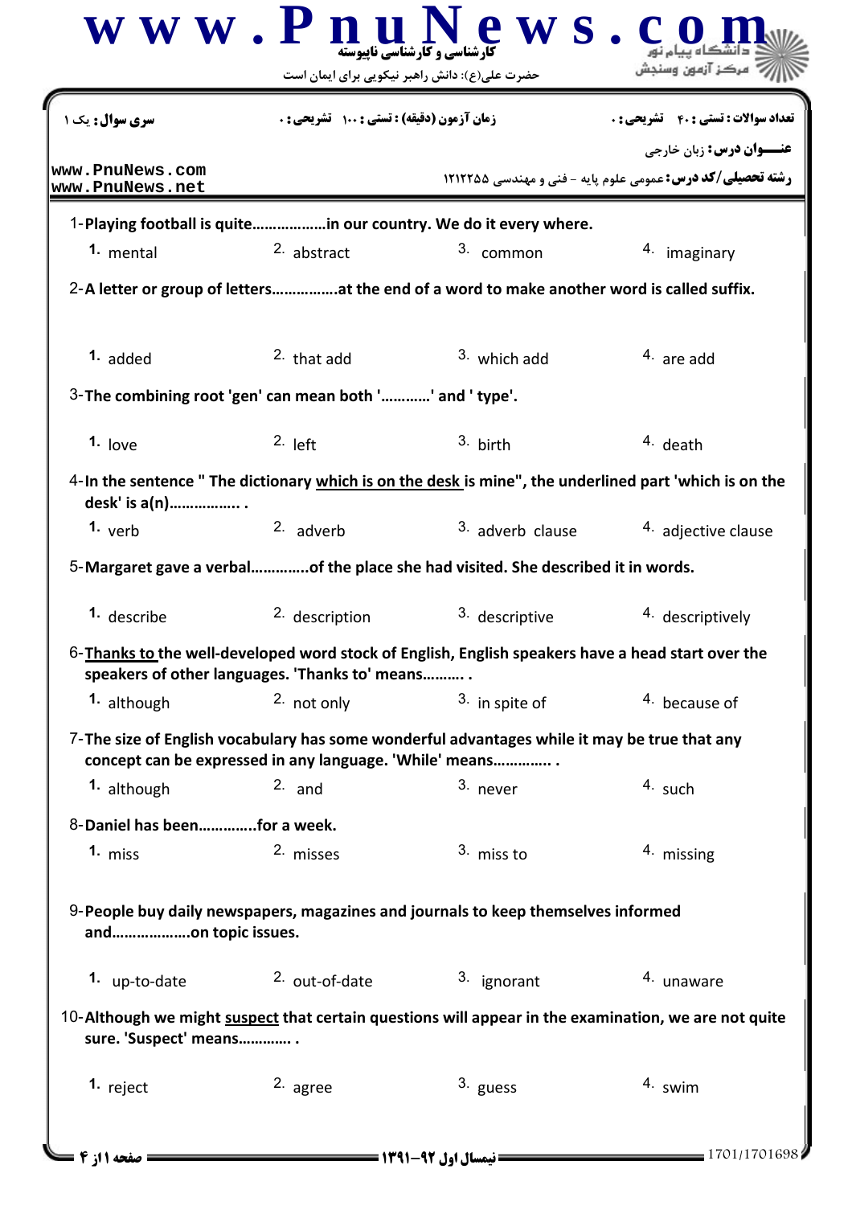**سری سوال:** یک ۱ | **زمان آزمون (دقیقه) : تستی : ۱۰۰ تشریحی : ۰** | **تعداد سوالات : تستی : ۴۰ تشریحی : ۰**

**عنـــوان درس:** زبان خارجی

**رشته تحصیلی/کد درس:** عمومی علوم پایه - فنی و مهندسی ۱۲۱۲۲۵۵

1- **Playing football is quite………………in our country. We do it every where.**

1. mental
2. abstract
3. common
4. imaginary

2- **A letter or group of letters…………….at the end of a word to make another word is called suffix.**

1. added
2. that add
3. which add
4. are add

3- **The combining root 'gen' can mean both '…………' and ' type'.**

1. love
2. left
3. birth
4. death

4- **In the sentence " The dictionary which is on the desk is mine", the underlined part 'which is on the desk' is a(n)…………….. .**

1. verb
2. adverb
3. adverb clause
4. adjective clause

5- **Margaret gave a verbal…………..of the place she had visited. She described it in words.**

1. describe
2. description
3. descriptive
4. descriptively

6- **Thanks to the well-developed word stock of English, English speakers have a head start over the speakers of other languages. 'Thanks to' means………. .**

1. although
2. not only
3. in spite of
4. because of

7- **The size of English vocabulary has some wonderful advantages while it may be true that any concept can be expressed in any language. 'While' means………….. .**

1. although
2. and
3. never
4. such

8- **Daniel has been…………..for a week.**

1. miss
2. misses
3. miss to
4. missing

9- **People buy daily newspapers, magazines and journals to keep themselves informed and……………….on topic issues.**

1. up-to-date
2. out-of-date
3. ignorant
4. unaware

10- **Although we might suspect that certain questions will appear in the examination, we are not quite sure. 'Suspect' means…………. .**

1. reject
2. agree
3. guess
4. swim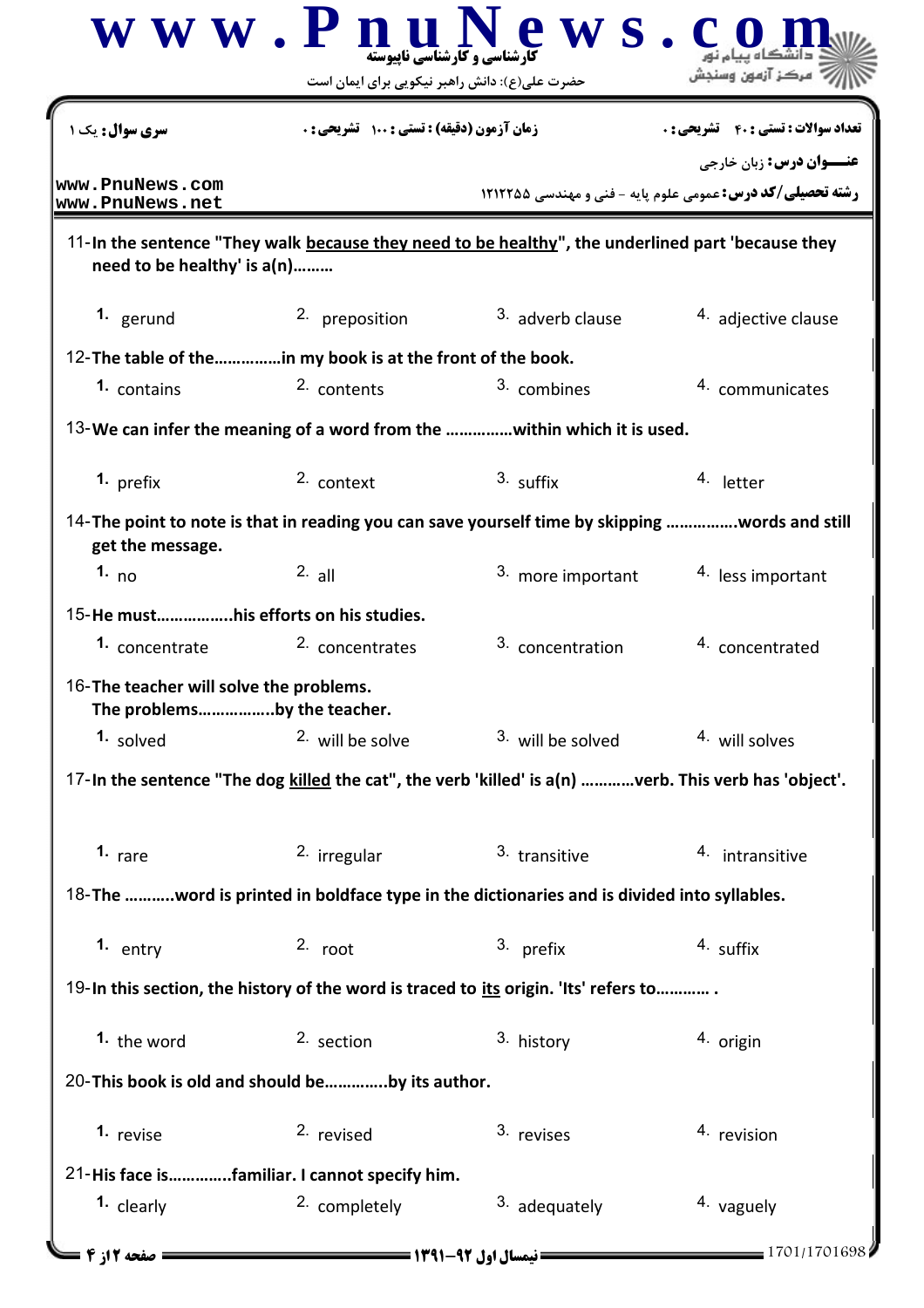| سری سوال: یک ۱ | زمان آزمون (دقیقه) : تستی : ۱۰۰ تشریحی : ۰ | تعداد سوالات : تستی : ۴۰ تشریحی : ۰ |
|---|---|---|
| www.PnuNews.com www.PnuNews.net | | عنـــوان درس: زبان خارجی |
| | | رشته تحصیلی/کد درس: عمومی علوم پایه - فنی و مهندسی ۱۲۱۲۲۵۵ |

11-**In the sentence "They walk <u>because they need to be healthy</u>", the underlined part 'because they need to be healthy' is a(n)………**

1. gerund
2. preposition
3. adverb clause
4. adjective clause

12-**The table of the……………in my book is at the front of the book.**

1. contains
2. contents
3. combines
4. communicates

13-**We can infer the meaning of a word from the ……………within which it is used.**

1. prefix
2. context
3. suffix
4. letter

14-**The point to note is that in reading you can save yourself time by skipping …………….words and still get the message.**

1. no
2. all
3. more important
4. less important

15-**He must……………..his efforts on his studies.**

1. concentrate
2. concentrates
3. concentration
4. concentrated

16-**The teacher will solve the problems.**
**The problems……………..by the teacher.**

1. solved
2. will be solve
3. will be solved
4. will solves

17-**In the sentence "The dog <u>killed</u> the cat", the verb 'killed' is a(n) …………verb. This verb has 'object'.**

1. rare
2. irregular
3. transitive
4. intransitive

18-**The ………..word is printed in boldface type in the dictionaries and is divided into syllables.**

1. entry
2. root
3. prefix
4. suffix

19-**In this section, the history of the word is traced to <u>its</u> origin. 'Its' refers to………… .**

1. the word
2. section
3. history
4. origin

20-**This book is old and should be…………..by its author.**

1. revise
2. revised
3. revises
4. revision

21-**His face is…………..familiar. I cannot specify him.**

1. clearly
2. completely
3. adequately
4. vaguely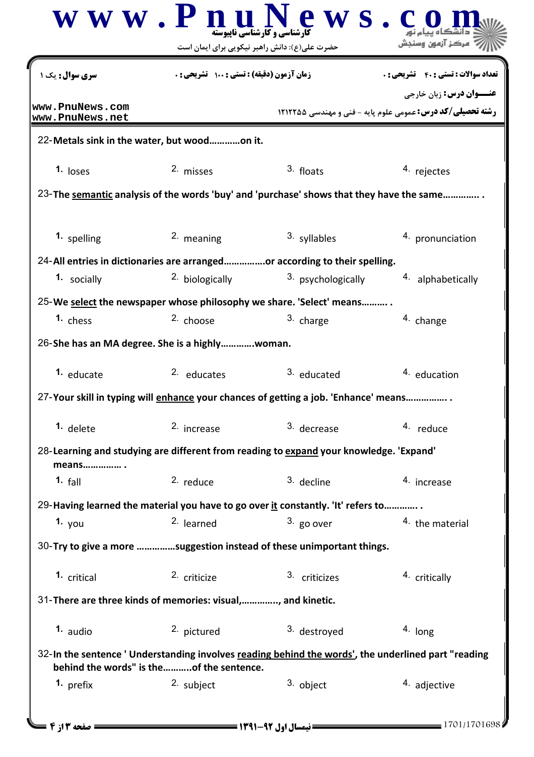سری سوال: یک ۱ | زمان آزمون (دقیقه) : تستی : ۱۰۰ تشریحی : ۰ | تعداد سوالات : تستی : ۴۰ تشریحی : ۰

**عنـــوان درس:** زبان خارجی

**رشته تحصیلی/کد درس:** عمومی علوم پایه - فنی و مهندسی ۱۲۱۲۲۵۵

22-**Metals sink in the water, but wood…………on it.**

1. loses
2. misses
3. floats
4. rejectes

23-**The <u>semantic</u> analysis of the words 'buy' and 'purchase' shows that they have the same………….. .**

1. spelling
2. meaning
3. syllables
4. pronunciation

24-**All entries in dictionaries are arranged…………….or according to their spelling.**

1. socially
2. biologically
3. psychologically
4. alphabetically

25-**We <u>select</u> the newspaper whose philosophy we share. 'Select' means………. .**

1. chess
2. choose
3. charge
4. change

26-**She has an MA degree. She is a highly………….woman.**

1. educate
2. educates
3. educated
4. education

27-**Your skill in typing will <u>enhance</u> your chances of getting a job. 'Enhance' means……………. .**

1. delete
2. increase
3. decrease
4. reduce

28-**Learning and studying are different from reading to <u>expand</u> your knowledge. 'Expand' means…………… .**

1. fall
2. reduce
3. decline
4. increase

29-**Having learned the material you have to go over <u>it</u> constantly. 'It' refers to…………. .**

1. you
2. learned
3. go over
4. the material

30-**Try to give a more ……………suggestion instead of these unimportant things.**

1. critical
2. criticize
3. criticizes
4. critically

31-**There are three kinds of memories: visual,………….., and kinetic.**

1. audio
2. pictured
3. destroyed
4. long

32-**In the sentence ' Understanding involves <u>reading behind the words'</u>, the underlined part "reading behind the words" is the………..of the sentence.**

1. prefix
2. subject
3. object
4. adjective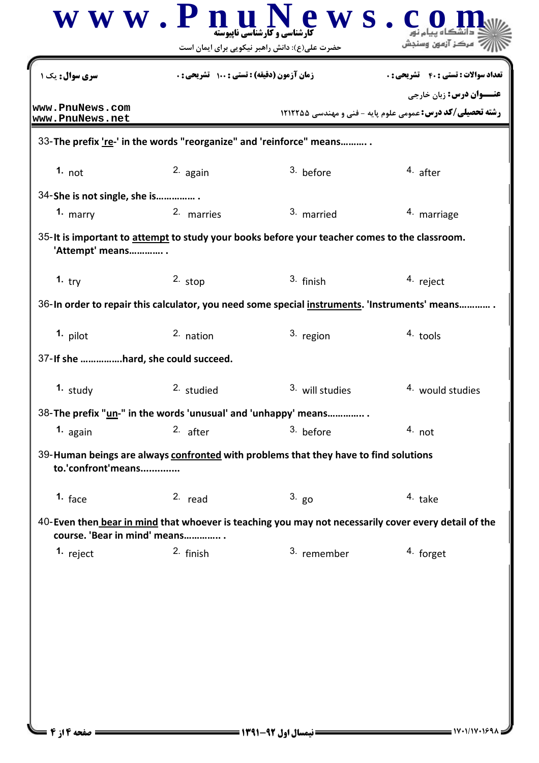33-**The prefix 're-' in the words "reorganize" and 'reinforce" means………. .**

1. not
2. again
3. before
4. after

34-**She is not single, she is…………… .**

1. marry
2. marries
3. married
4. marriage

35-**It is important to attempt to study your books before your teacher comes to the classroom. 'Attempt' means…………. .**

1. try
2. stop
3. finish
4. reject

36-**In order to repair this calculator, you need some special instruments. 'Instruments' means………… .**

1. pilot
2. nation
3. region
4. tools

37-**If she …………….hard, she could succeed.**

1. study
2. studied
3. will studies
4. would studies

38-**The prefix "un-" in the words 'unusual' and 'unhappy' means………….. .**

1. again
2. after
3. before
4. not

39-**Human beings are always confronted with problems that they have to find solutions to.'confront'means..............**

1. face
2. read
3. go
4. take

40-**Even then bear in mind that whoever is teaching you may not necessarily cover every detail of the course. 'Bear in mind' means………….. .**

1. reject
2. finish
3. remember
4. forget